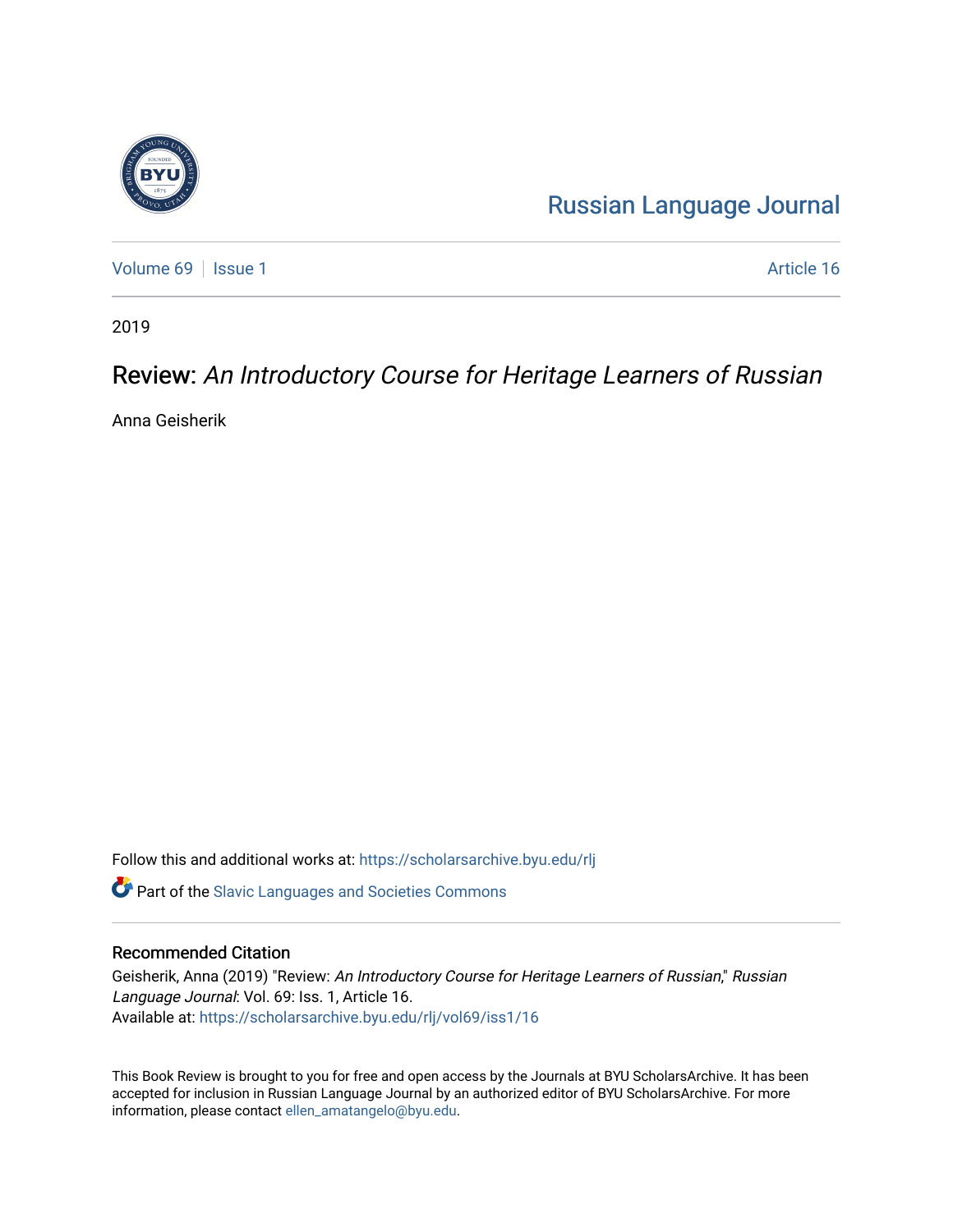Russian Language Journal

Volume 69 | Issue 1 | Article 16

2019

# Review: *An Introductory Course for Heritage Learners of Russian*

Anna Geisherik

Follow this and additional works at: https://scholarsarchive.byu.edu/rlj

Part of the Slavic Languages and Societies Commons

## Recommended Citation

Geisherik, Anna (2019) "Review: *An Introductory Course for Heritage Learners of Russian*," *Russian Language Journal*: Vol. 69: Iss. 1, Article 16.
Available at: https://scholarsarchive.byu.edu/rlj/vol69/iss1/16

This Book Review is brought to you for free and open access by the Journals at BYU ScholarsArchive. It has been accepted for inclusion in Russian Language Journal by an authorized editor of BYU ScholarsArchive. For more information, please contact ellen_amatangelo@byu.edu.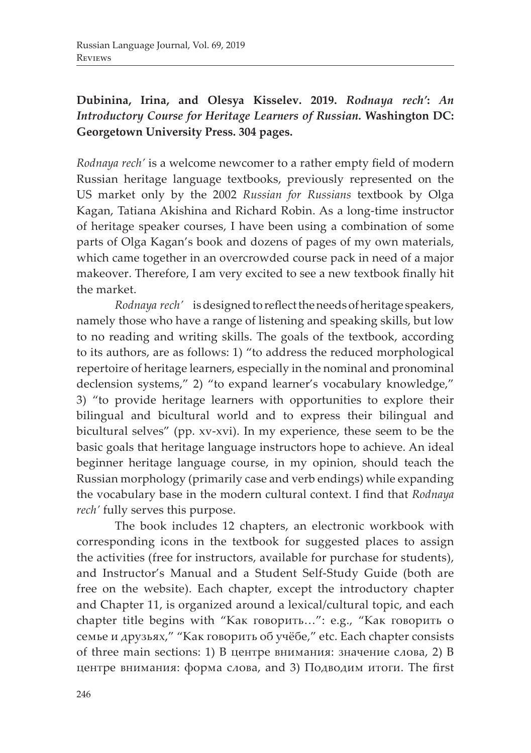**Dubinina, Irina, and Olesya Kisselev. 2019.** ***Rodnaya rech'*****:** ***An Introductory Course for Heritage Learners of Russian.*** **Washington DC: Georgetown University Press. 304 pages.**

*Rodnaya rech'* is a welcome newcomer to a rather empty field of modern Russian heritage language textbooks, previously represented on the US market only by the 2002 *Russian for Russians* textbook by Olga Kagan, Tatiana Akishina and Richard Robin. As a long-time instructor of heritage speaker courses, I have been using a combination of some parts of Olga Kagan's book and dozens of pages of my own materials, which came together in an overcrowded course pack in need of a major makeover. Therefore, I am very excited to see a new textbook finally hit the market.

*Rodnaya rech'* is designed to reflect the needs of heritage speakers, namely those who have a range of listening and speaking skills, but low to no reading and writing skills. The goals of the textbook, according to its authors, are as follows: 1) "to address the reduced morphological repertoire of heritage learners, especially in the nominal and pronominal declension systems," 2) "to expand learner's vocabulary knowledge," 3) "to provide heritage learners with opportunities to explore their bilingual and bicultural world and to express their bilingual and bicultural selves" (pp. xv-xvi). In my experience, these seem to be the basic goals that heritage language instructors hope to achieve. An ideal beginner heritage language course, in my opinion, should teach the Russian morphology (primarily case and verb endings) while expanding the vocabulary base in the modern cultural context. I find that *Rodnaya rech'* fully serves this purpose.

The book includes 12 chapters, an electronic workbook with corresponding icons in the textbook for suggested places to assign the activities (free for instructors, available for purchase for students), and Instructor's Manual and a Student Self-Study Guide (both are free on the website). Each chapter, except the introductory chapter and Chapter 11, is organized around a lexical/cultural topic, and each chapter title begins with "Как говорить…": e.g., "Как говорить о семье и друзьях," "Как говорить об учёбе," etc. Each chapter consists of three main sections: 1) В центре внимания: значение слова, 2) В центре внимания: форма слова, and 3) Подводим итоги. The first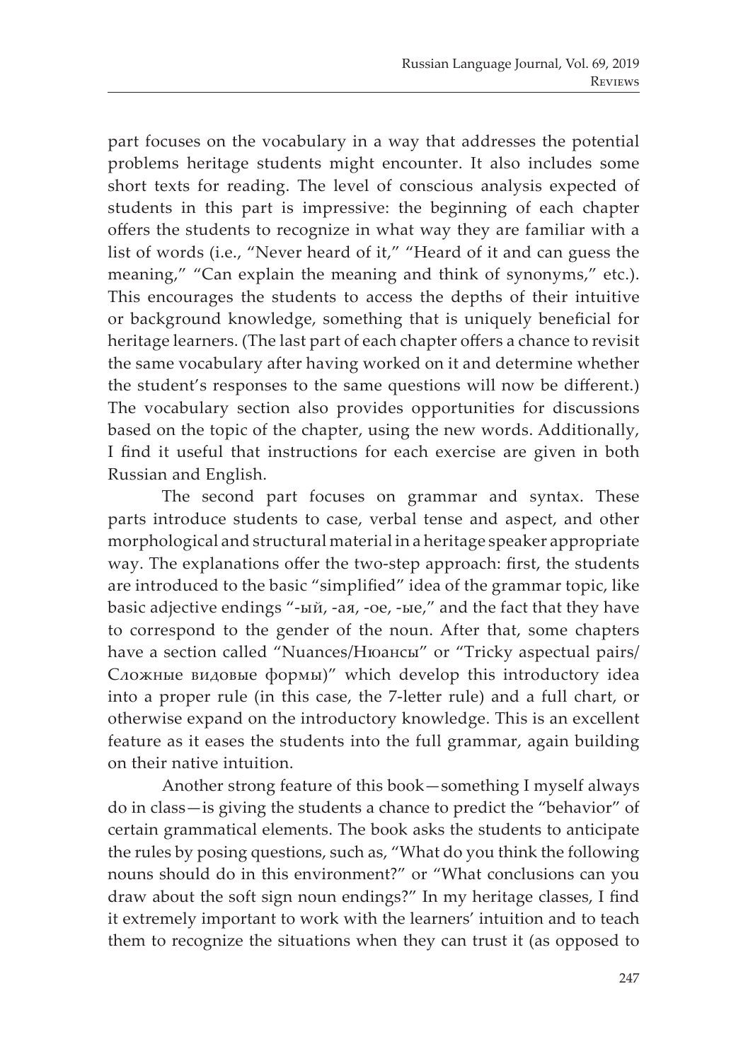part focuses on the vocabulary in a way that addresses the potential problems heritage students might encounter. It also includes some short texts for reading. The level of conscious analysis expected of students in this part is impressive: the beginning of each chapter offers the students to recognize in what way they are familiar with a list of words (i.e., "Never heard of it," "Heard of it and can guess the meaning," "Can explain the meaning and think of synonyms," etc.). This encourages the students to access the depths of their intuitive or background knowledge, something that is uniquely beneficial for heritage learners. (The last part of each chapter offers a chance to revisit the same vocabulary after having worked on it and determine whether the student's responses to the same questions will now be different.) The vocabulary section also provides opportunities for discussions based on the topic of the chapter, using the new words. Additionally, I find it useful that instructions for each exercise are given in both Russian and English.

The second part focuses on grammar and syntax. These parts introduce students to case, verbal tense and aspect, and other morphological and structural material in a heritage speaker appropriate way. The explanations offer the two-step approach: first, the students are introduced to the basic "simplified" idea of the grammar topic, like basic adjective endings "-ый, -ая, -ое, -ые," and the fact that they have to correspond to the gender of the noun. After that, some chapters have a section called "Nuances/Нюансы" or "Tricky aspectual pairs/Сложные видовые формы)" which develop this introductory idea into a proper rule (in this case, the 7-letter rule) and a full chart, or otherwise expand on the introductory knowledge. This is an excellent feature as it eases the students into the full grammar, again building on their native intuition.

Another strong feature of this book—something I myself always do in class—is giving the students a chance to predict the "behavior" of certain grammatical elements. The book asks the students to anticipate the rules by posing questions, such as, "What do you think the following nouns should do in this environment?" or "What conclusions can you draw about the soft sign noun endings?" In my heritage classes, I find it extremely important to work with the learners' intuition and to teach them to recognize the situations when they can trust it (as opposed to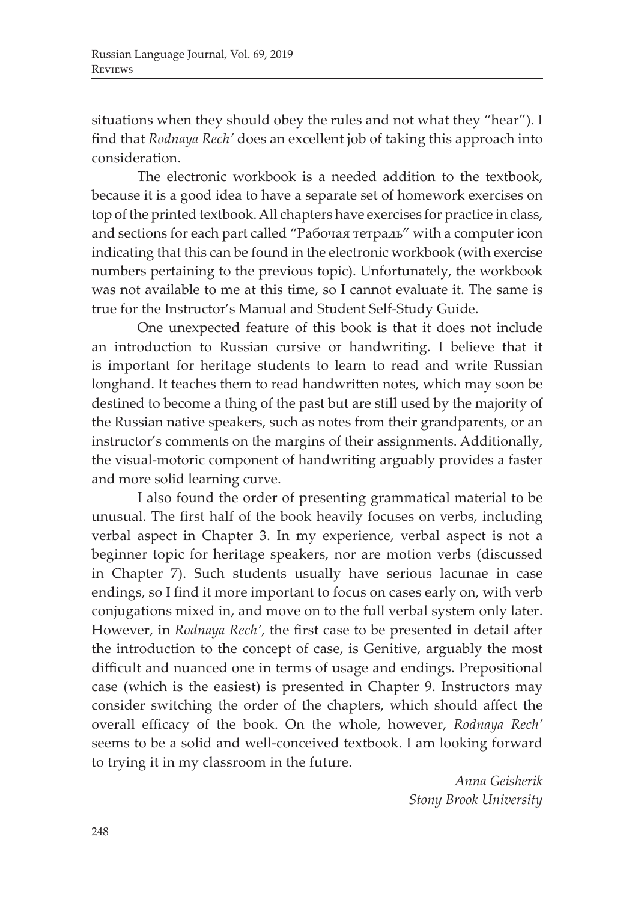situations when they should obey the rules and not what they "hear"). I find that *Rodnaya Rech'* does an excellent job of taking this approach into consideration.

The electronic workbook is a needed addition to the textbook, because it is a good idea to have a separate set of homework exercises on top of the printed textbook. All chapters have exercises for practice in class, and sections for each part called "Рабочая тетрадь" with a computer icon indicating that this can be found in the electronic workbook (with exercise numbers pertaining to the previous topic). Unfortunately, the workbook was not available to me at this time, so I cannot evaluate it. The same is true for the Instructor's Manual and Student Self-Study Guide.

One unexpected feature of this book is that it does not include an introduction to Russian cursive or handwriting. I believe that it is important for heritage students to learn to read and write Russian longhand. It teaches them to read handwritten notes, which may soon be destined to become a thing of the past but are still used by the majority of the Russian native speakers, such as notes from their grandparents, or an instructor's comments on the margins of their assignments. Additionally, the visual-motoric component of handwriting arguably provides a faster and more solid learning curve.

I also found the order of presenting grammatical material to be unusual. The first half of the book heavily focuses on verbs, including verbal aspect in Chapter 3. In my experience, verbal aspect is not a beginner topic for heritage speakers, nor are motion verbs (discussed in Chapter 7). Such students usually have serious lacunae in case endings, so I find it more important to focus on cases early on, with verb conjugations mixed in, and move on to the full verbal system only later. However, in *Rodnaya Rech'*, the first case to be presented in detail after the introduction to the concept of case, is Genitive, arguably the most difficult and nuanced one in terms of usage and endings. Prepositional case (which is the easiest) is presented in Chapter 9. Instructors may consider switching the order of the chapters, which should affect the overall efficacy of the book. On the whole, however, *Rodnaya Rech'* seems to be a solid and well-conceived textbook. I am looking forward to trying it in my classroom in the future.

*Anna Geisherik*
*Stony Brook University*